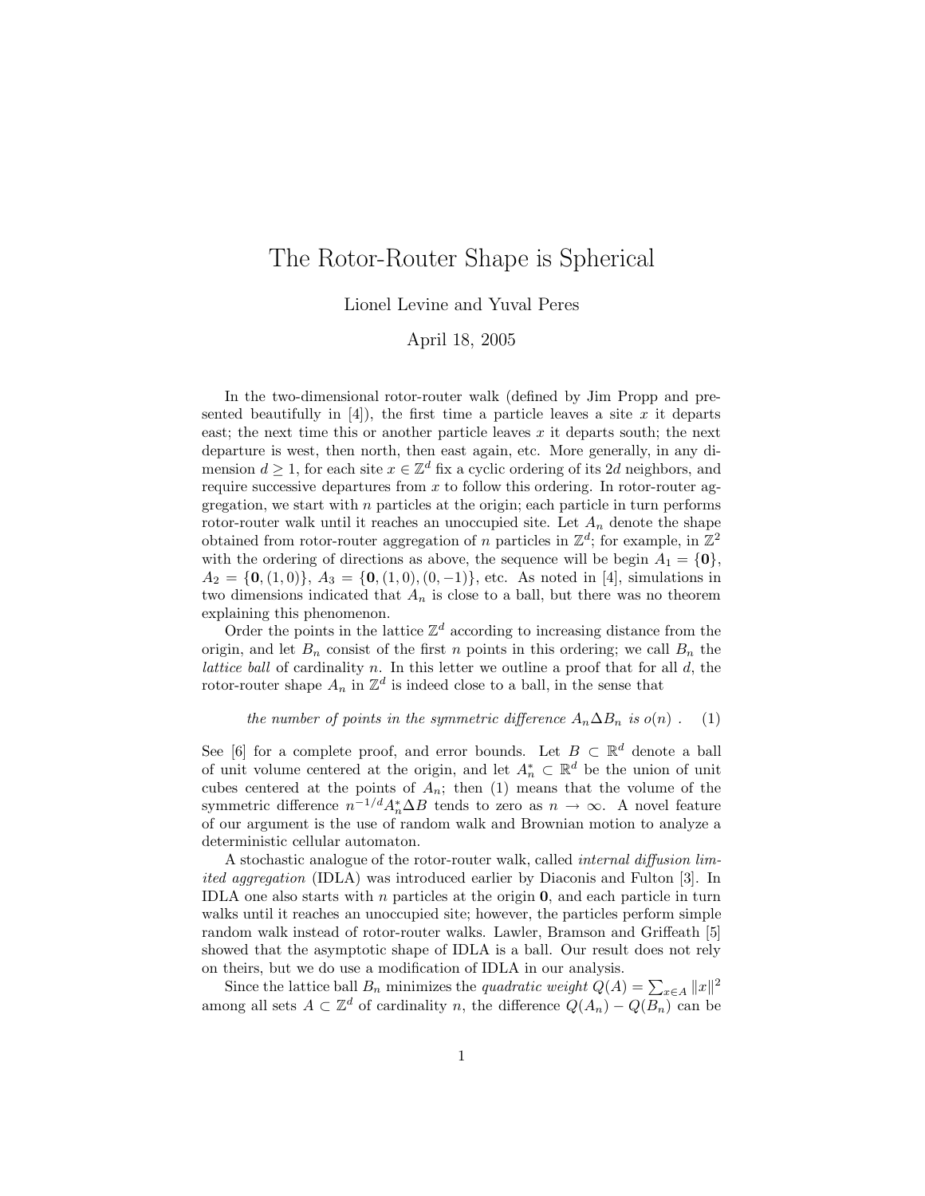# The Rotor-Router Shape is Spherical

Lionel Levine and Yuval Peres

April 18, 2005

In the two-dimensional rotor-router walk (defined by Jim Propp and presented beautifully in [4]), the first time a particle leaves a site $x$ it departs east; the next time this or another particle leaves $x$ it departs south; the next departure is west, then north, then east again, etc. More generally, in any dimension $d \geq 1$, for each site $x \in \mathbb{Z}^d$ fix a cyclic ordering of its $2d$ neighbors, and require successive departures from $x$ to follow this ordering. In rotor-router aggregation, we start with $n$ particles at the origin; each particle in turn performs rotor-router walk until it reaches an unoccupied site. Let $A_n$ denote the shape obtained from rotor-router aggregation of $n$ particles in $\mathbb{Z}^d$; for example, in $\mathbb{Z}^2$ with the ordering of directions as above, the sequence will be begin $A_1 = \{\mathbf{0}\}$, $A_2 = \{\mathbf{0}, (1,0)\}$, $A_3 = \{\mathbf{0}, (1,0), (0,-1)\}$, etc. As noted in [4], simulations in two dimensions indicated that $A_n$ is close to a ball, but there was no theorem explaining this phenomenon.

Order the points in the lattice $\mathbb{Z}^d$ according to increasing distance from the origin, and let $B_n$ consist of the first $n$ points in this ordering; we call $B_n$ the *lattice ball* of cardinality $n$. In this letter we outline a proof that for all $d$, the rotor-router shape $A_n$ in $\mathbb{Z}^d$ is indeed close to a ball, in the sense that

$$\textit{the number of points in the symmetric difference } A_n \Delta B_n \textit{ is } o(n)\ . \qquad (1)$$

See [6] for a complete proof, and error bounds. Let $B \subset \mathbb{R}^d$ denote a ball of unit volume centered at the origin, and let $A_n^* \subset \mathbb{R}^d$ be the union of unit cubes centered at the points of $A_n$; then (1) means that the volume of the symmetric difference $n^{-1/d} A_n^* \Delta B$ tends to zero as $n \to \infty$. A novel feature of our argument is the use of random walk and Brownian motion to analyze a deterministic cellular automaton.

A stochastic analogue of the rotor-router walk, called *internal diffusion limited aggregation* (IDLA) was introduced earlier by Diaconis and Fulton [3]. In IDLA one also starts with $n$ particles at the origin $\mathbf{0}$, and each particle in turn walks until it reaches an unoccupied site; however, the particles perform simple random walk instead of rotor-router walks. Lawler, Bramson and Griffeath [5] showed that the asymptotic shape of IDLA is a ball. Our result does not rely on theirs, but we do use a modification of IDLA in our analysis.

Since the lattice ball $B_n$ minimizes the *quadratic weight* $Q(A) = \sum_{x \in A} \|x\|^2$ among all sets $A \subset \mathbb{Z}^d$ of cardinality $n$, the difference $Q(A_n) - Q(B_n)$ can be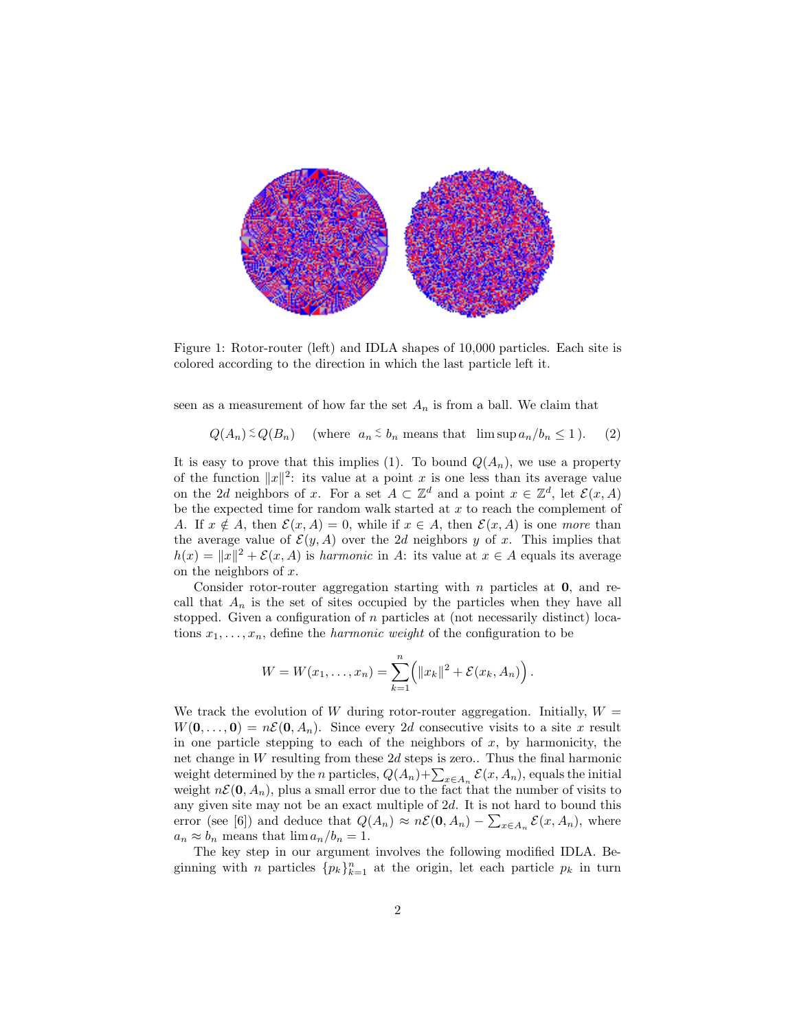Figure 1: Rotor-router (left) and IDLA shapes of 10,000 particles. Each site is colored according to the direction in which the last particle left it.

seen as a measurement of how far the set $A_n$ is from a ball. We claim that

$$Q(A_n) \lesssim Q(B_n) \quad \text{(where } \ a_n \lesssim b_n \text{ means that } \ \limsup a_n/b_n \leq 1\text{ ).} \qquad (2)$$

It is easy to prove that this implies (1). To bound $Q(A_n)$, we use a property of the function $\|x\|^2$: its value at a point $x$ is one less than its average value on the $2d$ neighbors of $x$. For a set $A \subset \mathbb{Z}^d$ and a point $x \in \mathbb{Z}^d$, let $\mathcal{E}(x, A)$ be the expected time for random walk started at $x$ to reach the complement of $A$. If $x \notin A$, then $\mathcal{E}(x, A) = 0$, while if $x \in A$, then $\mathcal{E}(x, A)$ is one *more* than the average value of $\mathcal{E}(y, A)$ over the $2d$ neighbors $y$ of $x$. This implies that $h(x) = \|x\|^2 + \mathcal{E}(x, A)$ is *harmonic* in $A$: its value at $x \in A$ equals its average on the neighbors of $x$.

Consider rotor-router aggregation starting with $n$ particles at $\mathbf{0}$, and recall that $A_n$ is the set of sites occupied by the particles when they have all stopped. Given a configuration of $n$ particles at (not necessarily distinct) locations $x_1, \ldots, x_n$, define the *harmonic weight* of the configuration to be

$$W = W(x_1, \ldots, x_n) = \sum_{k=1}^{n} \Big( \|x_k\|^2 + \mathcal{E}(x_k, A_n) \Big).$$

We track the evolution of $W$ during rotor-router aggregation. Initially, $W = W(\mathbf{0}, \ldots, \mathbf{0}) = n\mathcal{E}(\mathbf{0}, A_n)$. Since every $2d$ consecutive visits to a site $x$ result in one particle stepping to each of the neighbors of $x$, by harmonicity, the net change in $W$ resulting from these $2d$ steps is zero.. Thus the final harmonic weight determined by the $n$ particles, $Q(A_n) + \sum_{x \in A_n} \mathcal{E}(x, A_n)$, equals the initial weight $n\mathcal{E}(\mathbf{0}, A_n)$, plus a small error due to the fact that the number of visits to any given site may not be an exact multiple of $2d$. It is not hard to bound this error (see [6]) and deduce that $Q(A_n) \approx n\mathcal{E}(\mathbf{0}, A_n) - \sum_{x \in A_n} \mathcal{E}(x, A_n)$, where $a_n \approx b_n$ means that $\lim a_n/b_n = 1$.

The key step in our argument involves the following modified IDLA. Beginning with $n$ particles $\{p_k\}_{k=1}^n$ at the origin, let each particle $p_k$ in turn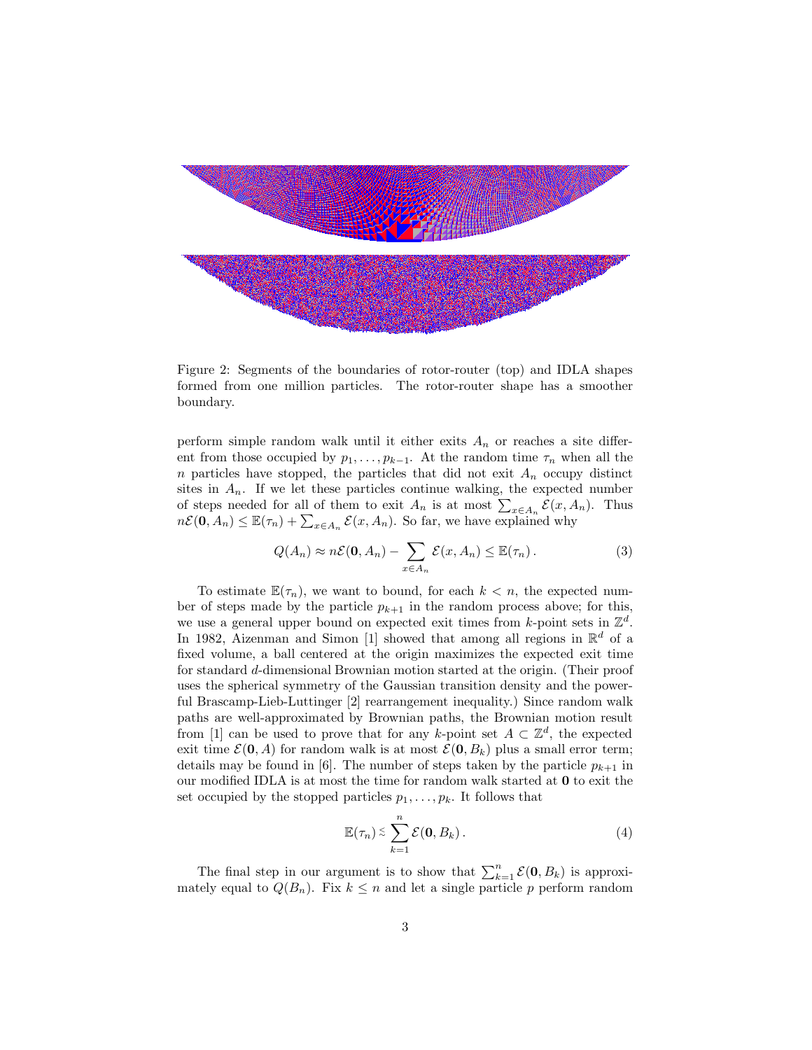Figure 2: Segments of the boundaries of rotor-router (top) and IDLA shapes formed from one million particles. The rotor-router shape has a smoother boundary.

perform simple random walk until it either exits $A_n$ or reaches a site different from those occupied by $p_1, \ldots, p_{k-1}$. At the random time $\tau_n$ when all the $n$ particles have stopped, the particles that did not exit $A_n$ occupy distinct sites in $A_n$. If we let these particles continue walking, the expected number of steps needed for all of them to exit $A_n$ is at most $\sum_{x \in A_n} \mathcal{E}(x, A_n)$. Thus $n\mathcal{E}(\mathbf{0}, A_n) \le \mathbb{E}(\tau_n) + \sum_{x \in A_n} \mathcal{E}(x, A_n)$. So far, we have explained why

$$Q(A_n) \approx n\mathcal{E}(\mathbf{0}, A_n) - \sum_{x \in A_n} \mathcal{E}(x, A_n) \le \mathbb{E}(\tau_n)\,. \tag{3}$$

To estimate $\mathbb{E}(\tau_n)$, we want to bound, for each $k < n$, the expected number of steps made by the particle $p_{k+1}$ in the random process above; for this, we use a general upper bound on expected exit times from $k$-point sets in $\mathbb{Z}^d$. In 1982, Aizenman and Simon [1] showed that among all regions in $\mathbb{R}^d$ of a fixed volume, a ball centered at the origin maximizes the expected exit time for standard $d$-dimensional Brownian motion started at the origin. (Their proof uses the spherical symmetry of the Gaussian transition density and the powerful Brascamp-Lieb-Luttinger [2] rearrangement inequality.) Since random walk paths are well-approximated by Brownian paths, the Brownian motion result from [1] can be used to prove that for any $k$-point set $A \subset \mathbb{Z}^d$, the expected exit time $\mathcal{E}(\mathbf{0}, A)$ for random walk is at most $\mathcal{E}(\mathbf{0}, B_k)$ plus a small error term; details may be found in [6]. The number of steps taken by the particle $p_{k+1}$ in our modified IDLA is at most the time for random walk started at $\mathbf{0}$ to exit the set occupied by the stopped particles $p_1, \ldots, p_k$. It follows that

$$\mathbb{E}(\tau_n) \lesssim \sum_{k=1}^{n} \mathcal{E}(\mathbf{0}, B_k)\,. \tag{4}$$

The final step in our argument is to show that $\sum_{k=1}^{n} \mathcal{E}(\mathbf{0}, B_k)$ is approximately equal to $Q(B_n)$. Fix $k \le n$ and let a single particle $p$ perform random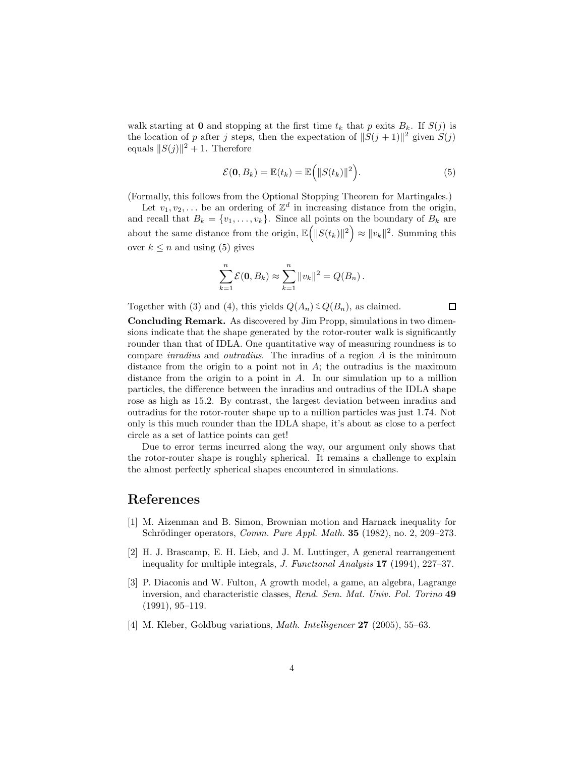walk starting at **0** and stopping at the first time $t_k$ that $p$ exits $B_k$. If $S(j)$ is the location of $p$ after $j$ steps, then the expectation of $\|S(j+1)\|^2$ given $S(j)$ equals $\|S(j)\|^2 + 1$. Therefore

$$\mathcal{E}(\mathbf{0}, B_k) = \mathbb{E}(t_k) = \mathbb{E}\Big(\|S(t_k)\|^2\Big). \tag{5}$$

(Formally, this follows from the Optional Stopping Theorem for Martingales.)

Let $v_1, v_2, \dots$ be an ordering of $\mathbb{Z}^d$ in increasing distance from the origin, and recall that $B_k = \{v_1, \dots, v_k\}$. Since all points on the boundary of $B_k$ are about the same distance from the origin, $\mathbb{E}\Big(\|S(t_k)\|^2\Big) \approx \|v_k\|^2$. Summing this over $k \leq n$ and using (5) gives

$$\sum_{k=1}^{n} \mathcal{E}(\mathbf{0}, B_k) \approx \sum_{k=1}^{n} \|v_k\|^2 = Q(B_n)\,.$$

Together with (3) and (4), this yields $Q(A_n) \lesssim Q(B_n)$, as claimed. □

**Concluding Remark.** As discovered by Jim Propp, simulations in two dimensions indicate that the shape generated by the rotor-router walk is significantly rounder than that of IDLA. One quantitative way of measuring roundness is to compare *inradius* and *outradius*. The inradius of a region $A$ is the minimum distance from the origin to a point not in $A$; the outradius is the maximum distance from the origin to a point in $A$. In our simulation up to a million particles, the difference between the inradius and outradius of the IDLA shape rose as high as 15.2. By contrast, the largest deviation between inradius and outradius for the rotor-router shape up to a million particles was just 1.74. Not only is this much rounder than the IDLA shape, it's about as close to a perfect circle as a set of lattice points can get!

Due to error terms incurred along the way, our argument only shows that the rotor-router shape is roughly spherical. It remains a challenge to explain the almost perfectly spherical shapes encountered in simulations.

## References

[1] M. Aizenman and B. Simon, Brownian motion and Harnack inequality for Schrödinger operators, *Comm. Pure Appl. Math.* **35** (1982), no. 2, 209–273.

[2] H. J. Brascamp, E. H. Lieb, and J. M. Luttinger, A general rearrangement inequality for multiple integrals, *J. Functional Analysis* **17** (1994), 227–37.

[3] P. Diaconis and W. Fulton, A growth model, a game, an algebra, Lagrange inversion, and characteristic classes, *Rend. Sem. Mat. Univ. Pol. Torino* **49** (1991), 95–119.

[4] M. Kleber, Goldbug variations, *Math. Intelligencer* **27** (2005), 55–63.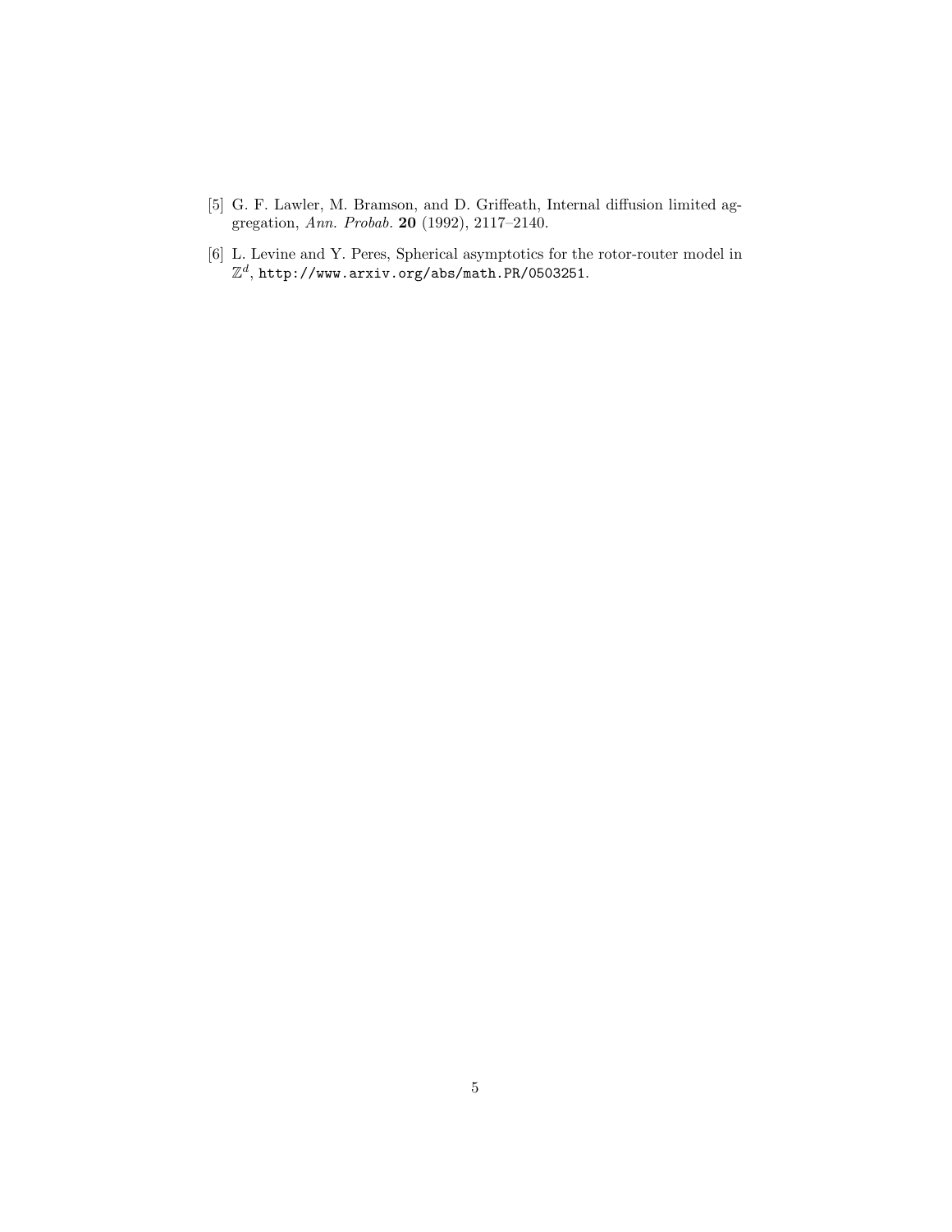[5] G. F. Lawler, M. Bramson, and D. Griffeath, Internal diffusion limited aggregation, *Ann. Probab.* **20** (1992), 2117–2140.

[6] L. Levine and Y. Peres, Spherical asymptotics for the rotor-router model in $\mathbb{Z}^d$, `http://www.arxiv.org/abs/math.PR/0503251`.